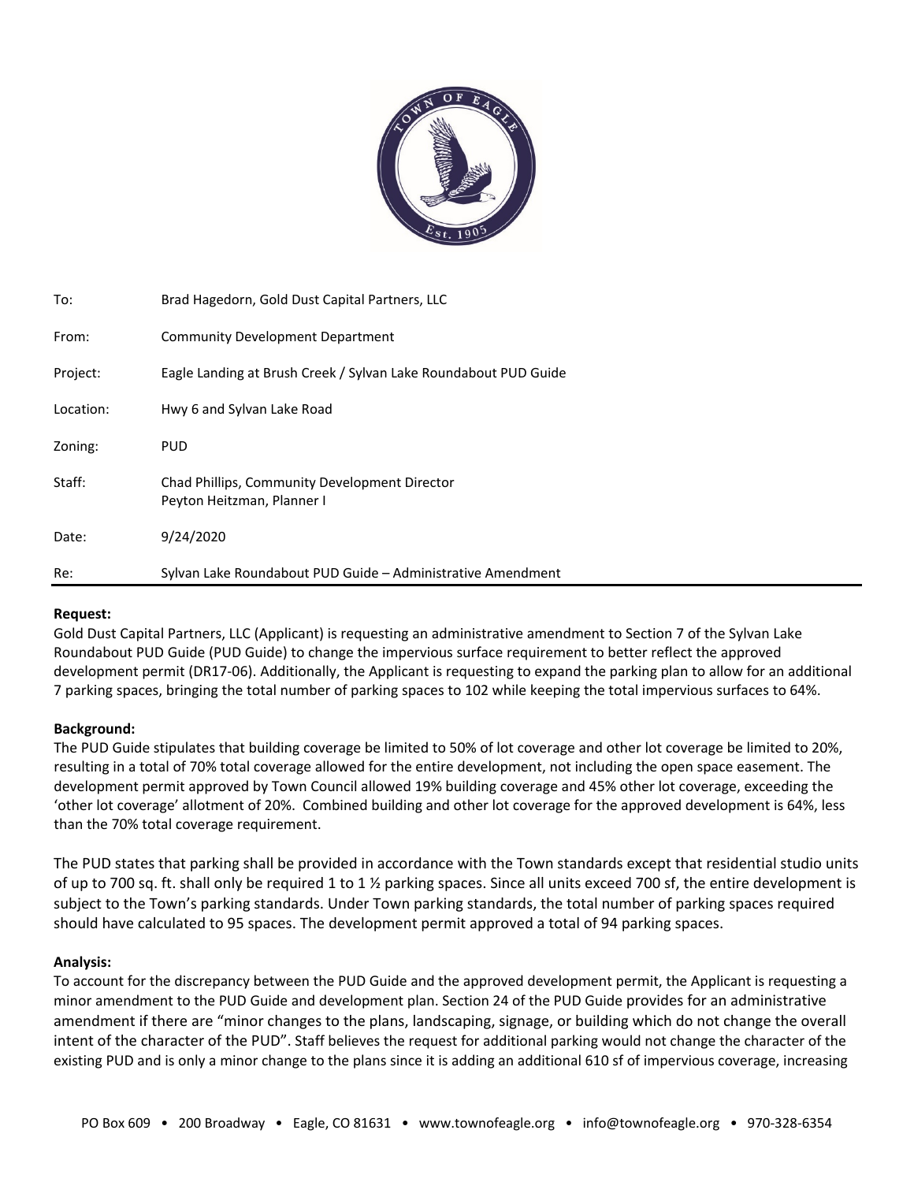| To: | Brad Hagedorn, Gold Dust Capital Partners, LLC |
| --- | --- |
| From: | Community Development Department |
| Project: | Eagle Landing at Brush Creek / Sylvan Lake Roundabout PUD Guide |
| Location: | Hwy 6 and Sylvan Lake Road |
| Zoning: | PUD |
| Staff: | Chad Phillips, Community Development Director<br>Peyton Heitzman, Planner I |
| Date: | 9/24/2020 |
| Re: | Sylvan Lake Roundabout PUD Guide – Administrative Amendment |

**Request:**

Gold Dust Capital Partners, LLC (Applicant) is requesting an administrative amendment to Section 7 of the Sylvan Lake Roundabout PUD Guide (PUD Guide) to change the impervious surface requirement to better reflect the approved development permit (DR17-06). Additionally, the Applicant is requesting to expand the parking plan to allow for an additional 7 parking spaces, bringing the total number of parking spaces to 102 while keeping the total impervious surfaces to 64%.

**Background:**

The PUD Guide stipulates that building coverage be limited to 50% of lot coverage and other lot coverage be limited to 20%, resulting in a total of 70% total coverage allowed for the entire development, not including the open space easement. The development permit approved by Town Council allowed 19% building coverage and 45% other lot coverage, exceeding the 'other lot coverage' allotment of 20%. Combined building and other lot coverage for the approved development is 64%, less than the 70% total coverage requirement.

The PUD states that parking shall be provided in accordance with the Town standards except that residential studio units of up to 700 sq. ft. shall only be required 1 to 1 ½ parking spaces. Since all units exceed 700 sf, the entire development is subject to the Town's parking standards. Under Town parking standards, the total number of parking spaces required should have calculated to 95 spaces. The development permit approved a total of 94 parking spaces.

**Analysis:**

To account for the discrepancy between the PUD Guide and the approved development permit, the Applicant is requesting a minor amendment to the PUD Guide and development plan. Section 24 of the PUD Guide provides for an administrative amendment if there are "minor changes to the plans, landscaping, signage, or building which do not change the overall intent of the character of the PUD". Staff believes the request for additional parking would not change the character of the existing PUD and is only a minor change to the plans since it is adding an additional 610 sf of impervious coverage, increasing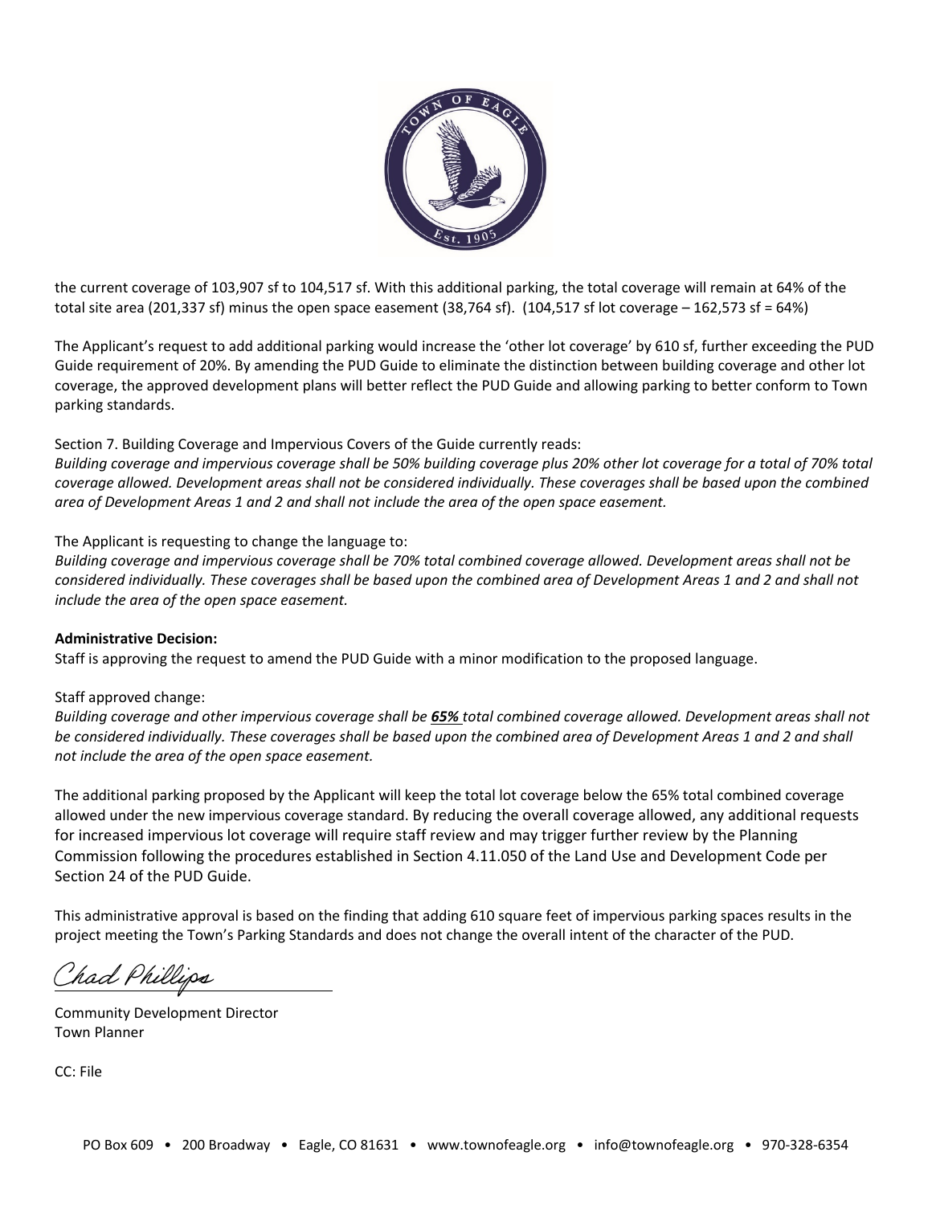the current coverage of 103,907 sf to 104,517 sf. With this additional parking, the total coverage will remain at 64% of the total site area (201,337 sf) minus the open space easement (38,764 sf). (104,517 sf lot coverage – 162,573 sf = 64%)

The Applicant's request to add additional parking would increase the 'other lot coverage' by 610 sf, further exceeding the PUD Guide requirement of 20%. By amending the PUD Guide to eliminate the distinction between building coverage and other lot coverage, the approved development plans will better reflect the PUD Guide and allowing parking to better conform to Town parking standards.

Section 7. Building Coverage and Impervious Covers of the Guide currently reads:

*Building coverage and impervious coverage shall be 50% building coverage plus 20% other lot coverage for a total of 70% total coverage allowed. Development areas shall not be considered individually. These coverages shall be based upon the combined area of Development Areas 1 and 2 and shall not include the area of the open space easement.*

The Applicant is requesting to change the language to:

*Building coverage and impervious coverage shall be 70% total combined coverage allowed. Development areas shall not be considered individually. These coverages shall be based upon the combined area of Development Areas 1 and 2 and shall not include the area of the open space easement.*

**Administrative Decision:**

Staff is approving the request to amend the PUD Guide with a minor modification to the proposed language.

Staff approved change:

*Building coverage and other impervious coverage shall be* ***65%*** *total combined coverage allowed. Development areas shall not be considered individually. These coverages shall be based upon the combined area of Development Areas 1 and 2 and shall not include the area of the open space easement.*

The additional parking proposed by the Applicant will keep the total lot coverage below the 65% total combined coverage allowed under the new impervious coverage standard. By reducing the overall coverage allowed, any additional requests for increased impervious lot coverage will require staff review and may trigger further review by the Planning Commission following the procedures established in Section 4.11.050 of the Land Use and Development Code per Section 24 of the PUD Guide.

This administrative approval is based on the finding that adding 610 square feet of impervious parking spaces results in the project meeting the Town's Parking Standards and does not change the overall intent of the character of the PUD.

Chad Phillips

Community Development Director
Town Planner

CC: File

PO Box 609 • 200 Broadway • Eagle, CO 81631 • www.townofeagle.org • info@townofeagle.org • 970-328-6354